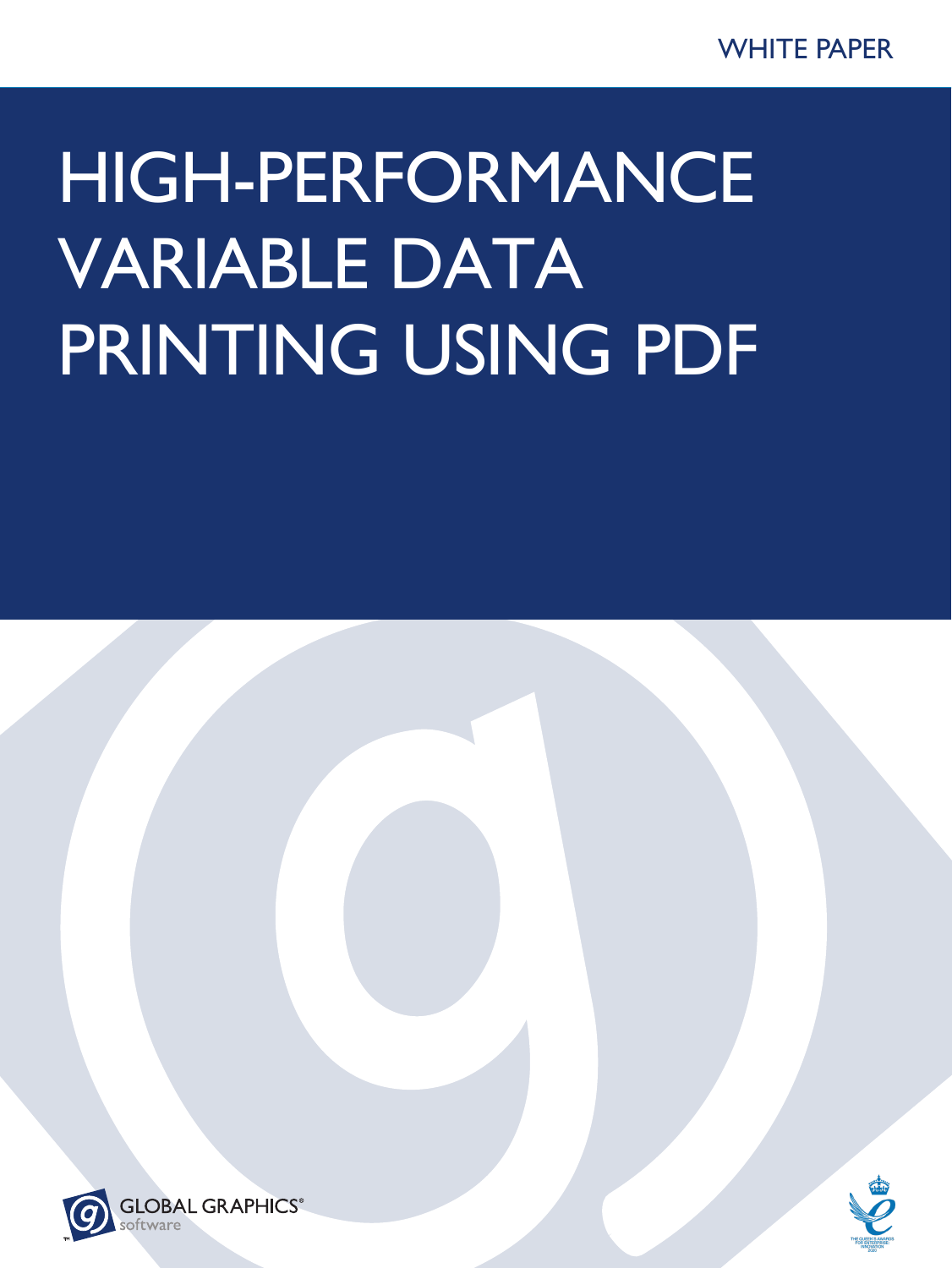WHITE PAPER

# HIGH-PERFORMANCE VARIABLE DATA PRINTING USING PDF

GLOBAL GRAPHICS® software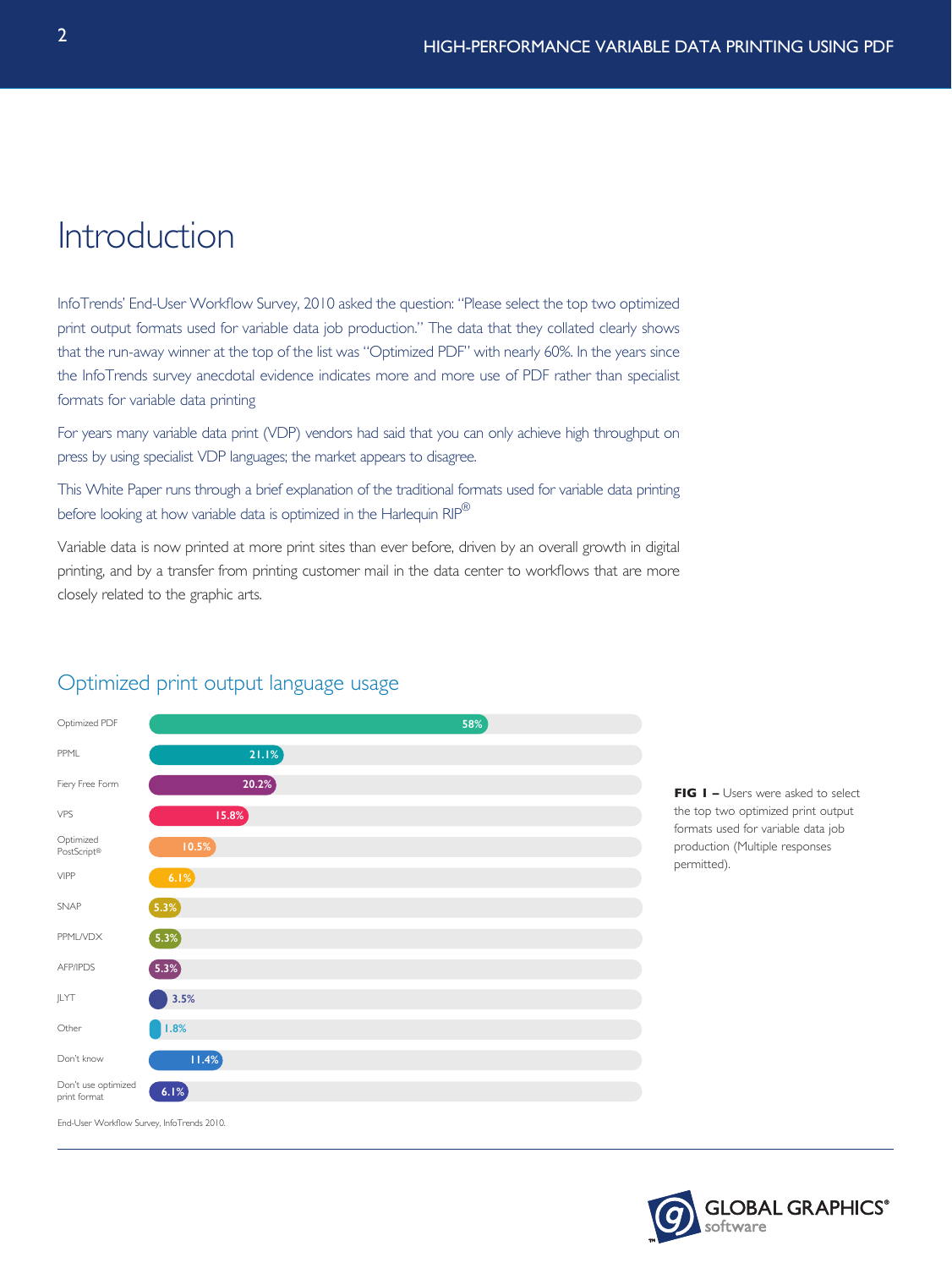# Introduction

InfoTrends' End-User Workflow Survey, 2010 asked the question: "Please select the top two optimized print output formats used for variable data job production." The data that they collated clearly shows that the run-away winner at the top of the list was "Optimized PDF" with nearly 60%. In the years since the InfoTrends survey anecdotal evidence indicates more and more use of PDF rather than specialist formats for variable data printing

For years many variable data print (VDP) vendors had said that you can only achieve high throughput on press by using specialist VDP languages; the market appears to disagree.

This White Paper runs through a brief explanation of the traditional formats used for variable data printing before looking at how variable data is optimized in the Harlequin RIP®

Variable data is now printed at more print sites than ever before, driven by an overall growth in digital printing, and by a transfer from printing customer mail in the data center to workflows that are more closely related to the graphic arts.

## Optimized print output language usage

Optimized PDF 58%
PPML 21.1%
Fiery Free Form 20.2%
VPS 15.8%
Optimized PostScript® 10.5%
VIPP 6.1%
SNAP 5.3%
PPML/VDX 5.3%
AFP/IPDS 5.3%
JLYT 3.5%
Other 1.8%
Don't know 11.4%
Don't use optimized print format 6.1%

End-User Workflow Survey, InfoTrends 2010.

**FIG 1 –** Users were asked to select the top two optimized print output formats used for variable data job production (Multiple responses permitted).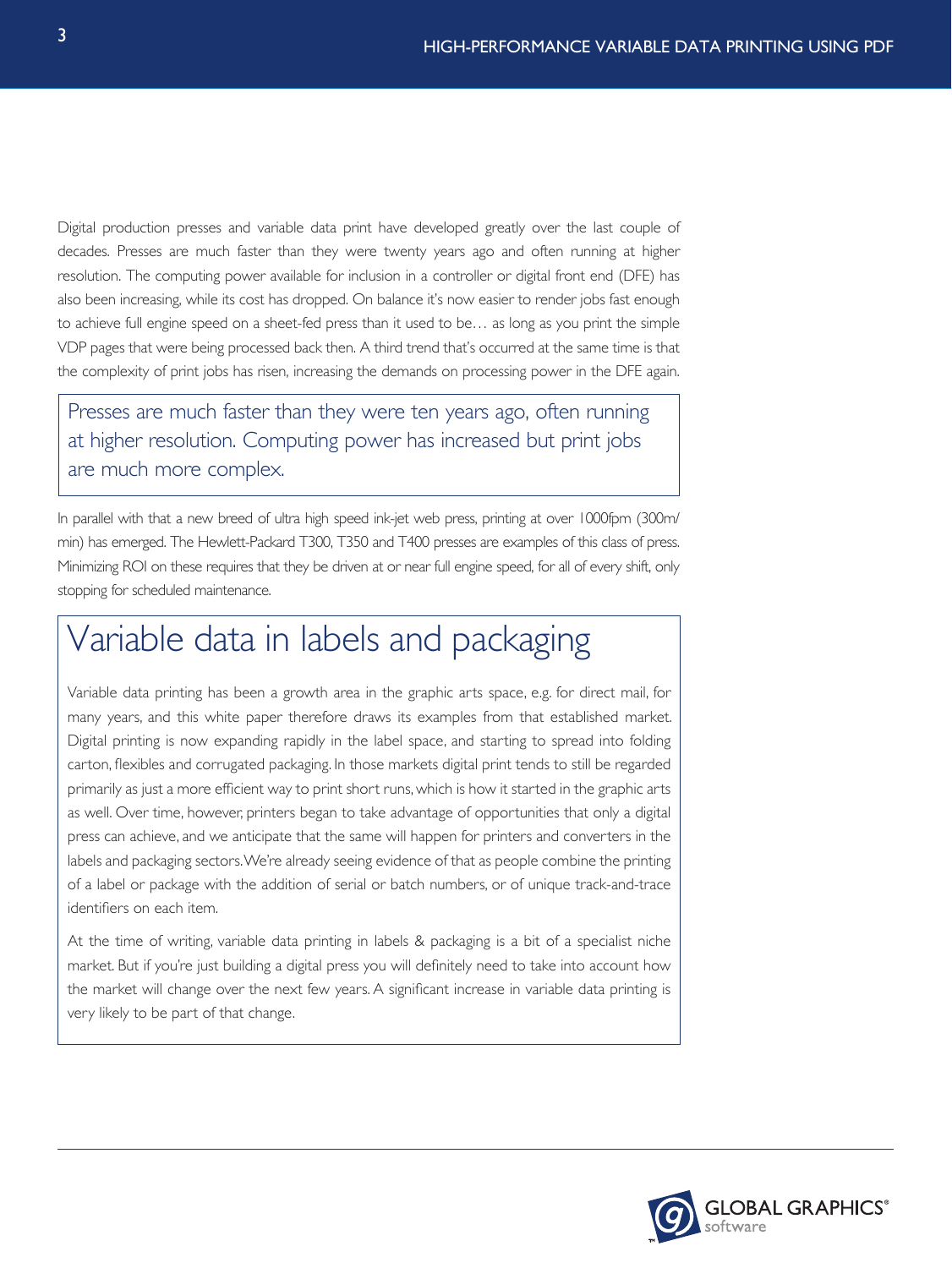Digital production presses and variable data print have developed greatly over the last couple of decades. Presses are much faster than they were twenty years ago and often running at higher resolution. The computing power available for inclusion in a controller or digital front end (DFE) has also been increasing, while its cost has dropped. On balance it's now easier to render jobs fast enough to achieve full engine speed on a sheet-fed press than it used to be… as long as you print the simple VDP pages that were being processed back then. A third trend that's occurred at the same time is that the complexity of print jobs has risen, increasing the demands on processing power in the DFE again.

> Presses are much faster than they were ten years ago, often running at higher resolution. Computing power has increased but print jobs are much more complex.

In parallel with that a new breed of ultra high speed ink-jet web press, printing at over 1000fpm (300m/min) has emerged. The Hewlett-Packard T300, T350 and T400 presses are examples of this class of press. Minimizing ROI on these requires that they be driven at or near full engine speed, for all of every shift, only stopping for scheduled maintenance.

# Variable data in labels and packaging

Variable data printing has been a growth area in the graphic arts space, e.g. for direct mail, for many years, and this white paper therefore draws its examples from that established market. Digital printing is now expanding rapidly in the label space, and starting to spread into folding carton, flexibles and corrugated packaging. In those markets digital print tends to still be regarded primarily as just a more efficient way to print short runs, which is how it started in the graphic arts as well. Over time, however, printers began to take advantage of opportunities that only a digital press can achieve, and we anticipate that the same will happen for printers and converters in the labels and packaging sectors. We're already seeing evidence of that as people combine the printing of a label or package with the addition of serial or batch numbers, or of unique track-and-trace identifiers on each item.

At the time of writing, variable data printing in labels & packaging is a bit of a specialist niche market. But if you're just building a digital press you will definitely need to take into account how the market will change over the next few years. A significant increase in variable data printing is very likely to be part of that change.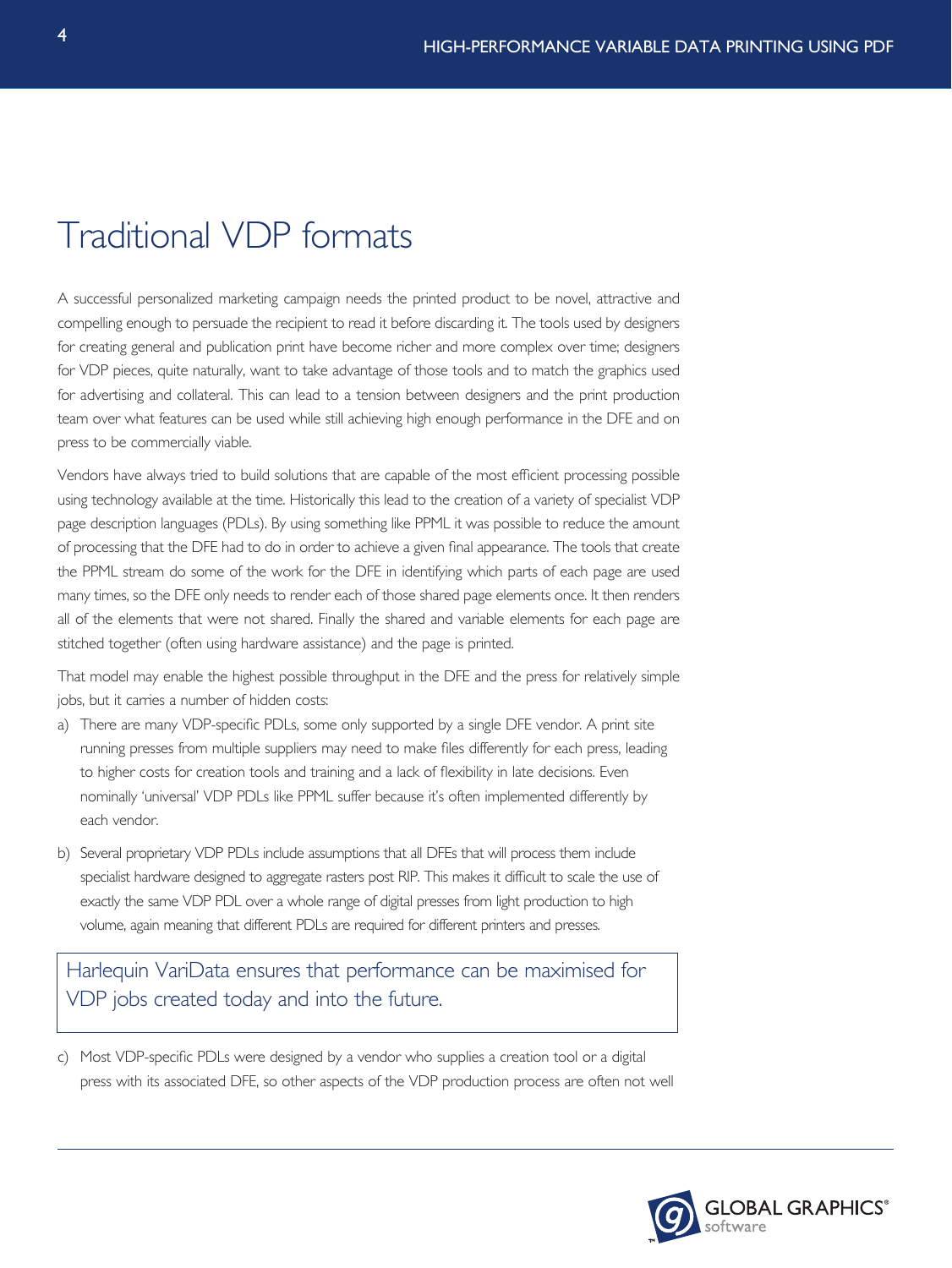# Traditional VDP formats

A successful personalized marketing campaign needs the printed product to be novel, attractive and compelling enough to persuade the recipient to read it before discarding it. The tools used by designers for creating general and publication print have become richer and more complex over time; designers for VDP pieces, quite naturally, want to take advantage of those tools and to match the graphics used for advertising and collateral. This can lead to a tension between designers and the print production team over what features can be used while still achieving high enough performance in the DFE and on press to be commercially viable.

Vendors have always tried to build solutions that are capable of the most efficient processing possible using technology available at the time. Historically this lead to the creation of a variety of specialist VDP page description languages (PDLs). By using something like PPML it was possible to reduce the amount of processing that the DFE had to do in order to achieve a given final appearance. The tools that create the PPML stream do some of the work for the DFE in identifying which parts of each page are used many times, so the DFE only needs to render each of those shared page elements once. It then renders all of the elements that were not shared. Finally the shared and variable elements for each page are stitched together (often using hardware assistance) and the page is printed.

That model may enable the highest possible throughput in the DFE and the press for relatively simple jobs, but it carries a number of hidden costs:

a) There are many VDP-specific PDLs, some only supported by a single DFE vendor. A print site running presses from multiple suppliers may need to make files differently for each press, leading to higher costs for creation tools and training and a lack of flexibility in late decisions. Even nominally 'universal' VDP PDLs like PPML suffer because it's often implemented differently by each vendor.

b) Several proprietary VDP PDLs include assumptions that all DFEs that will process them include specialist hardware designed to aggregate rasters post RIP. This makes it difficult to scale the use of exactly the same VDP PDL over a whole range of digital presses from light production to high volume, again meaning that different PDLs are required for different printers and presses.

> Harlequin VariData ensures that performance can be maximised for VDP jobs created today and into the future.

c) Most VDP-specific PDLs were designed by a vendor who supplies a creation tool or a digital press with its associated DFE, so other aspects of the VDP production process are often not well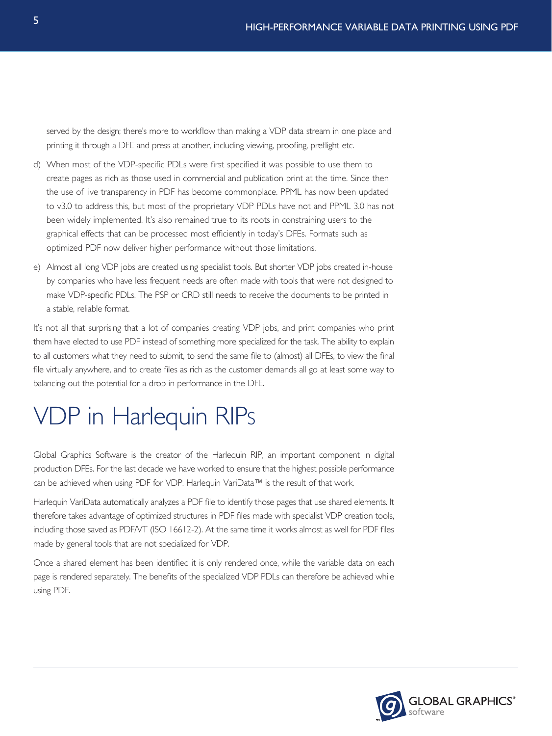served by the design; there's more to workflow than making a VDP data stream in one place and printing it through a DFE and press at another, including viewing, proofing, preflight etc.

d) When most of the VDP-specific PDLs were first specified it was possible to use them to create pages as rich as those used in commercial and publication print at the time. Since then the use of live transparency in PDF has become commonplace. PPML has now been updated to v3.0 to address this, but most of the proprietary VDP PDLs have not and PPML 3.0 has not been widely implemented. It's also remained true to its roots in constraining users to the graphical effects that can be processed most efficiently in today's DFEs. Formats such as optimized PDF now deliver higher performance without those limitations.

e) Almost all long VDP jobs are created using specialist tools. But shorter VDP jobs created in-house by companies who have less frequent needs are often made with tools that were not designed to make VDP-specific PDLs. The PSP or CRD still needs to receive the documents to be printed in a stable, reliable format.

It's not all that surprising that a lot of companies creating VDP jobs, and print companies who print them have elected to use PDF instead of something more specialized for the task. The ability to explain to all customers what they need to submit, to send the same file to (almost) all DFEs, to view the final file virtually anywhere, and to create files as rich as the customer demands all go at least some way to balancing out the potential for a drop in performance in the DFE.

# VDP in Harlequin RIPs

Global Graphics Software is the creator of the Harlequin RIP, an important component in digital production DFEs. For the last decade we have worked to ensure that the highest possible performance can be achieved when using PDF for VDP. Harlequin VariData™ is the result of that work.

Harlequin VariData automatically analyzes a PDF file to identify those pages that use shared elements. It therefore takes advantage of optimized structures in PDF files made with specialist VDP creation tools, including those saved as PDF/VT (ISO 16612-2). At the same time it works almost as well for PDF files made by general tools that are not specialized for VDP.

Once a shared element has been identified it is only rendered once, while the variable data on each page is rendered separately. The benefits of the specialized VDP PDLs can therefore be achieved while using PDF.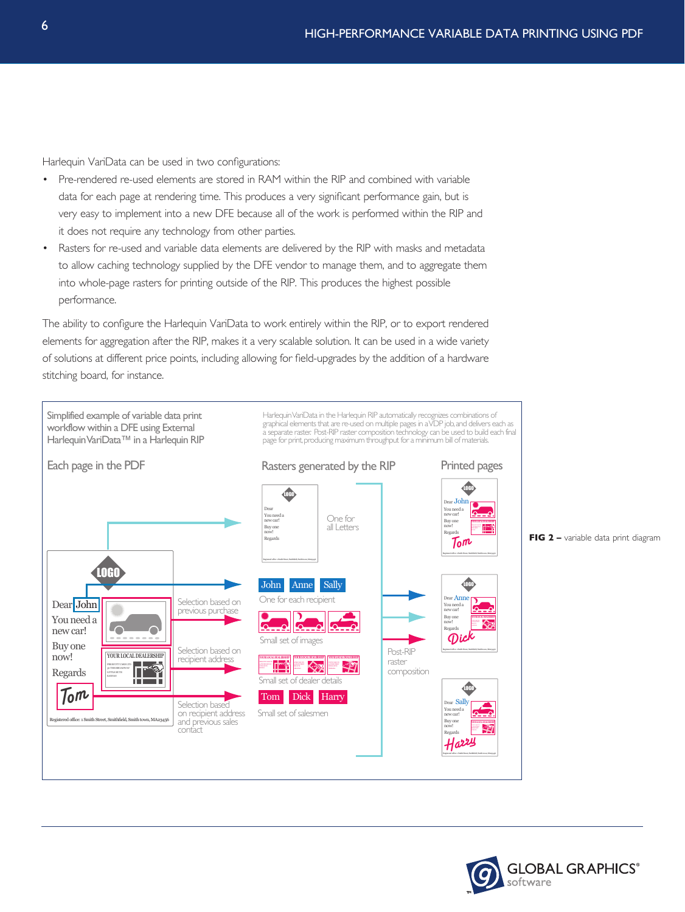Harlequin VariData can be used in two configurations:

- Pre-rendered re-used elements are stored in RAM within the RIP and combined with variable data for each page at rendering time. This produces a very significant performance gain, but is very easy to implement into a new DFE because all of the work is performed within the RIP and it does not require any technology from other parties.
- Rasters for re-used and variable data elements are delivered by the RIP with masks and metadata to allow caching technology supplied by the DFE vendor to manage them, and to aggregate them into whole-page rasters for printing outside of the RIP. This produces the highest possible performance.

The ability to configure the Harlequin VariData to work entirely within the RIP, or to export rendered elements for aggregation after the RIP, makes it a very scalable solution. It can be used in a wide variety of solutions at different price points, including allowing for field-upgrades by the addition of a hardware stitching board, for instance.

Simplified example of variable data print workflow within a DFE using External Harlequin VariData™ in a Harlequin RIP

Harlequin VariData in the Harlequin RIP automatically recognizes combinations of graphical elements that are re-used on multiple pages in a VDP job, and delivers each as a separate raster. Post-RIP raster composition technology can be used to build each final page for print, producing maximum throughput for a minimum bill of materials.

Each page in the PDF

Rasters generated by the RIP

Printed pages

LOGO

Dear John

You need a new car!

Buy one now!

Regards

Tom

YOUR LOCAL DEALERSHIP

Registered office: 1 Smith Street, Smithfield, Smith town, MA23456

Selection based on previous purchase

Selection based on recipient address

Selection based on recipient address and previous sales contact

One for all Letters

John Anne Sally

One for each recipient

Small set of images

Small set of dealer details

Tom Dick Harry

Small set of salesmen

Post-RIP raster composition

Dear John ... Tom

Dear Anne ... Dick

Dear Sally ... Harry

**FIG 2 –** variable data print diagram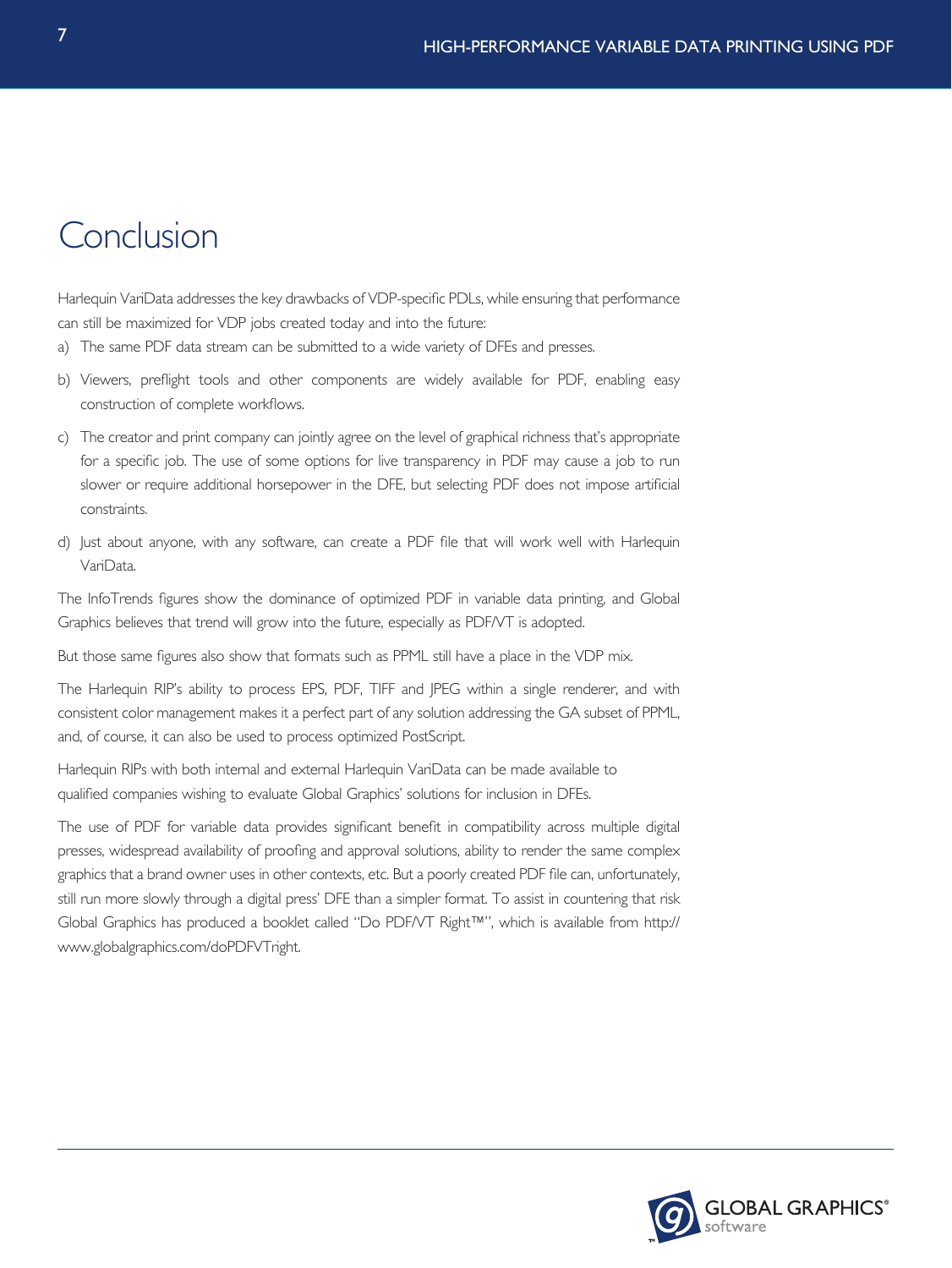# Conclusion

Harlequin VariData addresses the key drawbacks of VDP-specific PDLs, while ensuring that performance can still be maximized for VDP jobs created today and into the future:

a) The same PDF data stream can be submitted to a wide variety of DFEs and presses.

b) Viewers, preflight tools and other components are widely available for PDF, enabling easy construction of complete workflows.

c) The creator and print company can jointly agree on the level of graphical richness that's appropriate for a specific job. The use of some options for live transparency in PDF may cause a job to run slower or require additional horsepower in the DFE, but selecting PDF does not impose artificial constraints.

d) Just about anyone, with any software, can create a PDF file that will work well with Harlequin VariData.

The InfoTrends figures show the dominance of optimized PDF in variable data printing, and Global Graphics believes that trend will grow into the future, especially as PDF/VT is adopted.

But those same figures also show that formats such as PPML still have a place in the VDP mix.

The Harlequin RIP's ability to process EPS, PDF, TIFF and JPEG within a single renderer, and with consistent color management makes it a perfect part of any solution addressing the GA subset of PPML, and, of course, it can also be used to process optimized PostScript.

Harlequin RIPs with both internal and external Harlequin VariData can be made available to qualified companies wishing to evaluate Global Graphics' solutions for inclusion in DFEs.

The use of PDF for variable data provides significant benefit in compatibility across multiple digital presses, widespread availability of proofing and approval solutions, ability to render the same complex graphics that a brand owner uses in other contexts, etc. But a poorly created PDF file can, unfortunately, still run more slowly through a digital press' DFE than a simpler format. To assist in countering that risk Global Graphics has produced a booklet called "Do PDF/VT Right™", which is available from http://www.globalgraphics.com/doPDFVTright.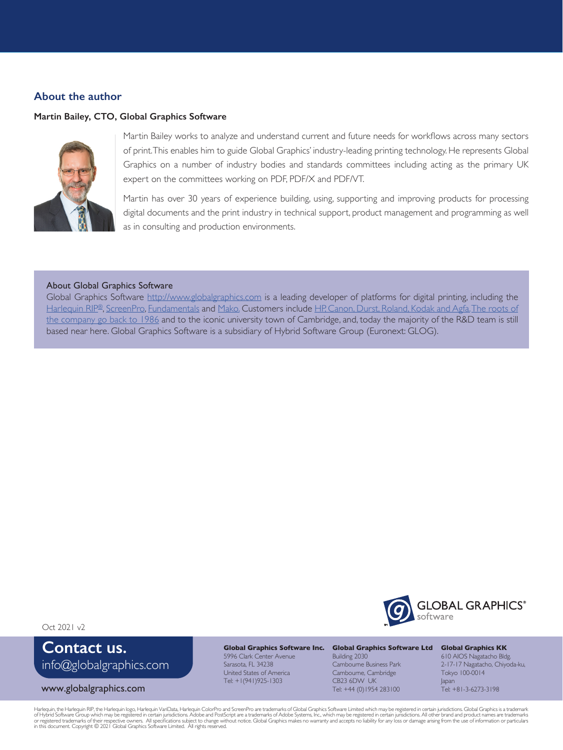## About the author

**Martin Bailey, CTO, Global Graphics Software**

Martin Bailey works to analyze and understand current and future needs for workflows across many sectors of print. This enables him to guide Global Graphics' industry-leading printing technology. He represents Global Graphics on a number of industry bodies and standards committees including acting as the primary UK expert on the committees working on PDF, PDF/X and PDF/VT.

Martin has over 30 years of experience building, using, supporting and improving products for processing digital documents and the print industry in technical support, product management and programming as well as in consulting and production environments.

**About Global Graphics Software**

Global Graphics Software http://www.globalgraphics.com is a leading developer of platforms for digital printing, including the Harlequin RIP®, ScreenPro, Fundamentals and Mako. Customers include HP, Canon, Durst, Roland, Kodak and Agfa. The roots of the company go back to 1986 and to the iconic university town of Cambridge, and, today the majority of the R&D team is still based near here. Global Graphics Software is a subsidiary of Hybrid Software Group (Euronext: GLOG).

GLOBAL GRAPHICS® software

Oct 2021 v2

**Contact us.**
info@globalgraphics.com

www.globalgraphics.com

**Global Graphics Software Inc.**
5996 Clark Center Avenue
Sarasota, FL 34238
United States of America
Tel: +1(941)925-1303

**Global Graphics Software Ltd**
Building 2030
Cambourne Business Park
Cambourne, Cambridge
CB23 6DW UK
Tel: +44 (0)1954 283100

**Global Graphics KK**
610 AIOS Nagatacho Bldg.
2-17-17 Nagatacho, Chiyoda-ku,
Tokyo 100-0014
Japan
Tel: +81-3-6273-3198

Harlequin, the Harlequin RIP, the Harlequin logo, Harlequin VariData, Harlequin ColorPro and ScreenPro are trademarks of Global Graphics Software Limited which may be registered in certain jurisdictions. Global Graphics is a trademark of Hybrid Software Group which may be registered in certain jurisdictions. Adobe and PostScript are a trademarks of Adobe Systems, Inc., which may be registered in certain jurisdictions. All other brand and product names are trademarks or registered trademarks of their respective owners. All specifications subject to change without notice. Global Graphics makes no warranty and accepts no liability for any loss or damage arising from the use of information or particulars in this document. Copyright © 2021 Global Graphics Software Limited. All rights reserved.